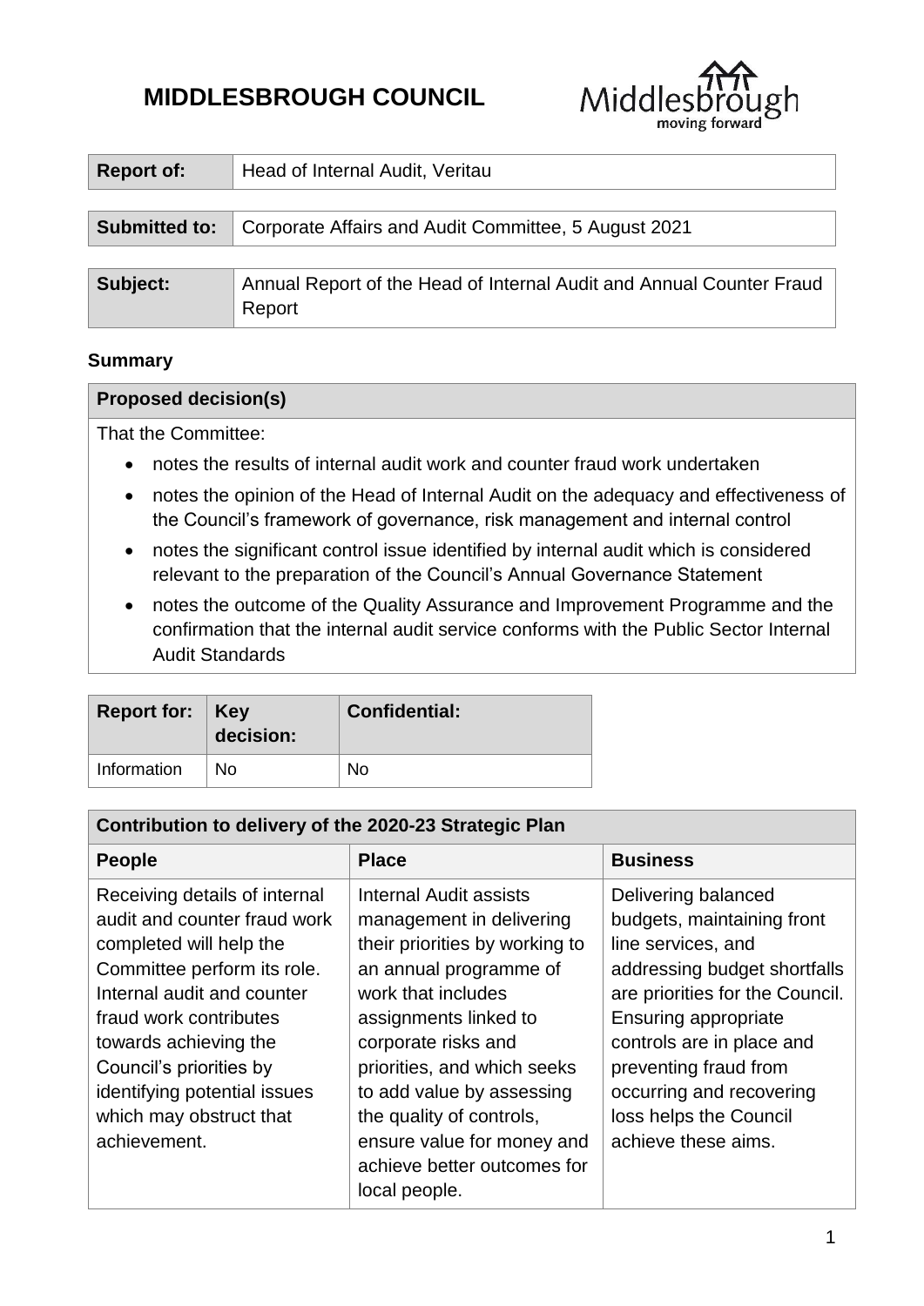# MIDDLESBROUGH COUNCIL

| Report of: | Head of Internal Audit, Veritau |
| --- | --- |

| Submitted to: | Corporate Affairs and Audit Committee, 5 August 2021 |
| --- | --- |

| Subject: | Annual Report of the Head of Internal Audit and Annual Counter Fraud Report |
| --- | --- |

### Summary

| Proposed decision(s) |
| --- |
| That the Committee:<br>• notes the results of internal audit work and counter fraud work undertaken<br>• notes the opinion of the Head of Internal Audit on the adequacy and effectiveness of the Council's framework of governance, risk management and internal control<br>• notes the significant control issue identified by internal audit which is considered relevant to the preparation of the Council's Annual Governance Statement<br>• notes the outcome of the Quality Assurance and Improvement Programme and the confirmation that the internal audit service conforms with the Public Sector Internal Audit Standards |

| Report for: | Key decision: | Confidential: |
| --- | --- | --- |
| Information | No | No |

| Contribution to delivery of the 2020-23 Strategic Plan | | |
| --- | --- | --- |
| **People** | **Place** | **Business** |
| Receiving details of internal audit and counter fraud work completed will help the Committee perform its role. Internal audit and counter fraud work contributes towards achieving the Council's priorities by identifying potential issues which may obstruct that achievement. | Internal Audit assists management in delivering their priorities by working to an annual programme of work that includes assignments linked to corporate risks and priorities, and which seeks to add value by assessing the quality of controls, ensure value for money and achieve better outcomes for local people. | Delivering balanced budgets, maintaining front line services, and addressing budget shortfalls are priorities for the Council. Ensuring appropriate controls are in place and preventing fraud from occurring and recovering loss helps the Council achieve these aims. |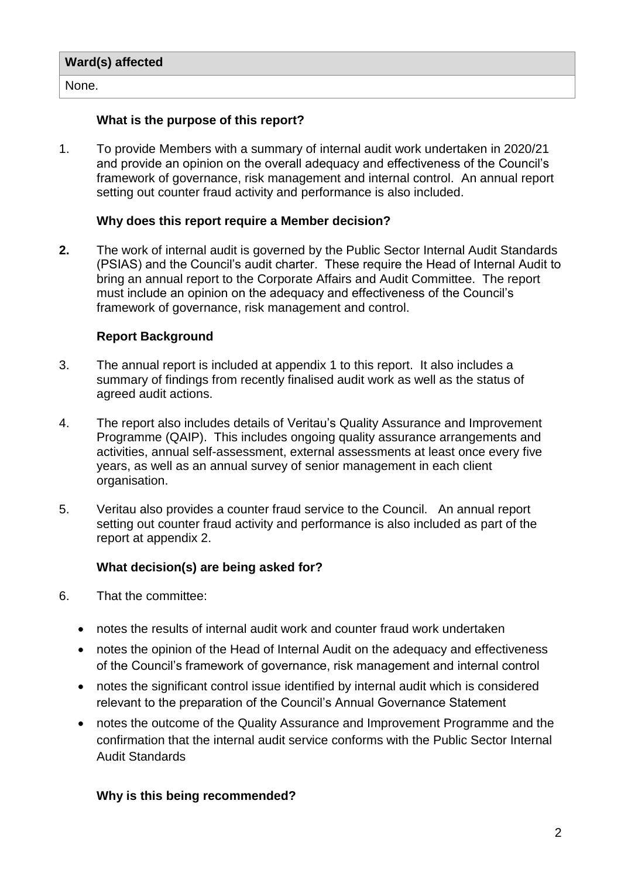| Ward(s) affected |
|---|
| None. |

### What is the purpose of this report?

1. To provide Members with a summary of internal audit work undertaken in 2020/21 and provide an opinion on the overall adequacy and effectiveness of the Council's framework of governance, risk management and internal control. An annual report setting out counter fraud activity and performance is also included.

### Why does this report require a Member decision?

2. The work of internal audit is governed by the Public Sector Internal Audit Standards (PSIAS) and the Council's audit charter. These require the Head of Internal Audit to bring an annual report to the Corporate Affairs and Audit Committee. The report must include an opinion on the adequacy and effectiveness of the Council's framework of governance, risk management and control.

### Report Background

3. The annual report is included at appendix 1 to this report. It also includes a summary of findings from recently finalised audit work as well as the status of agreed audit actions.

4. The report also includes details of Veritau's Quality Assurance and Improvement Programme (QAIP). This includes ongoing quality assurance arrangements and activities, annual self-assessment, external assessments at least once every five years, as well as an annual survey of senior management in each client organisation.

5. Veritau also provides a counter fraud service to the Council. An annual report setting out counter fraud activity and performance is also included as part of the report at appendix 2.

### What decision(s) are being asked for?

6. That the committee:

- notes the results of internal audit work and counter fraud work undertaken
- notes the opinion of the Head of Internal Audit on the adequacy and effectiveness of the Council's framework of governance, risk management and internal control
- notes the significant control issue identified by internal audit which is considered relevant to the preparation of the Council's Annual Governance Statement
- notes the outcome of the Quality Assurance and Improvement Programme and the confirmation that the internal audit service conforms with the Public Sector Internal Audit Standards

### Why is this being recommended?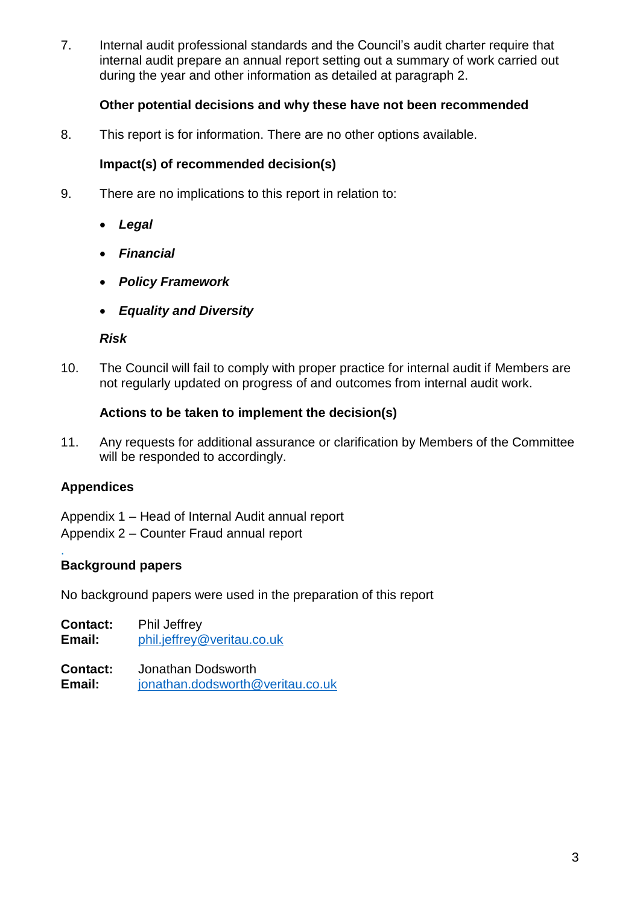7. Internal audit professional standards and the Council's audit charter require that internal audit prepare an annual report setting out a summary of work carried out during the year and other information as detailed at paragraph 2.

**Other potential decisions and why these have not been recommended**

8. This report is for information. There are no other options available.

**Impact(s) of recommended decision(s)**

9. There are no implications to this report in relation to:

- ***Legal***
- ***Financial***
- ***Policy Framework***
- ***Equality and Diversity***

***Risk***

10. The Council will fail to comply with proper practice for internal audit if Members are not regularly updated on progress of and outcomes from internal audit work.

**Actions to be taken to implement the decision(s)**

11. Any requests for additional assurance or clarification by Members of the Committee will be responded to accordingly.

**Appendices**

Appendix 1 – Head of Internal Audit annual report
Appendix 2 – Counter Fraud annual report

**Background papers**

No background papers were used in the preparation of this report

**Contact:** Phil Jeffrey
**Email:** phil.jeffrey@veritau.co.uk

**Contact:** Jonathan Dodsworth
**Email:** jonathan.dodsworth@veritau.co.uk